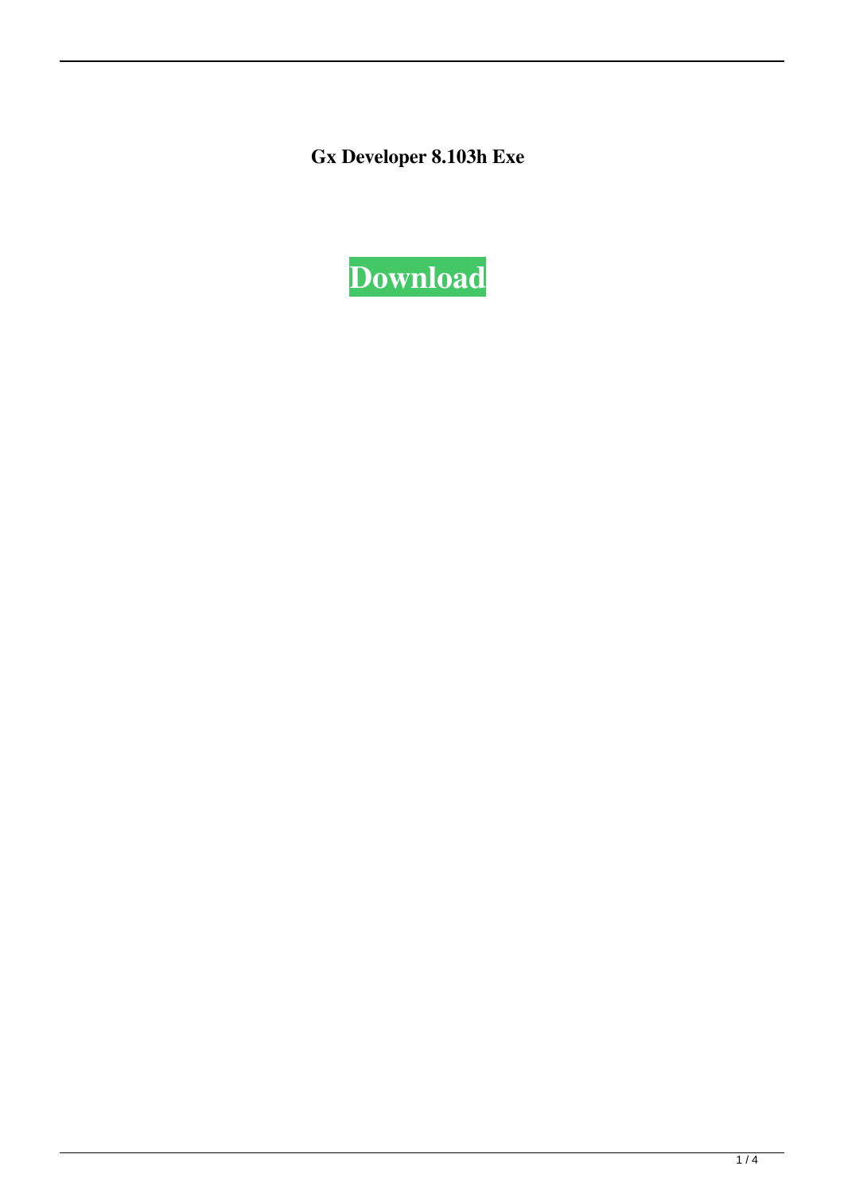**Gx Developer 8.103h Exe**

**Download**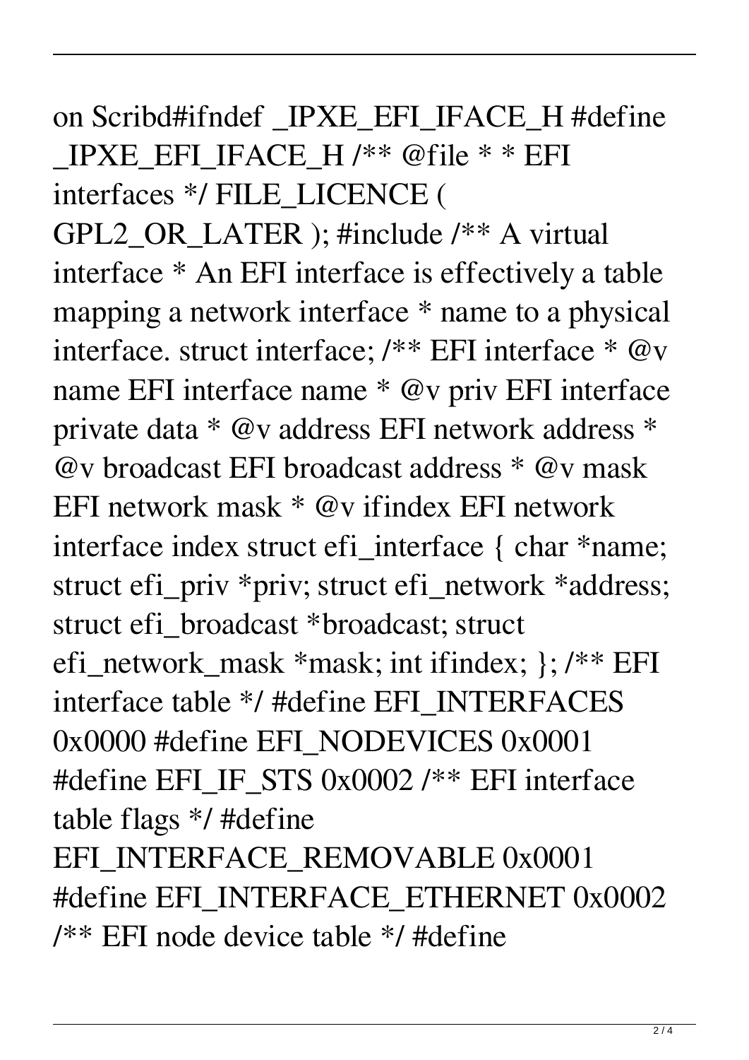on Scribd#ifndef _IPXE_EFI_IFACE_H #define _IPXE_EFI_IFACE_H /** @file * * EFI interfaces */ FILE_LICENCE ( GPL2_OR_LATER ); #include /** A virtual interface * An EFI interface is effectively a table mapping a network interface * name to a physical interface. struct interface; /** EFI interface * @v name EFI interface name * @v priv EFI interface private data * @v address EFI network address * @v broadcast EFI broadcast address * @v mask EFI network mask * @v ifindex EFI network interface index struct efi_interface { char *name; struct efi_priv *priv; struct efi_network *address; struct efi_broadcast *broadcast; struct efi_network_mask *mask; int ifindex; }; /** EFI interface table */ #define EFI_INTERFACES 0x0000 #define EFI_NODEVICES 0x0001 #define EFI_IF_STS 0x0002 /** EFI interface table flags */ #define EFI_INTERFACE_REMOVABLE 0x0001 #define EFI_INTERFACE_ETHERNET 0x0002 /** EFI node device table */ #define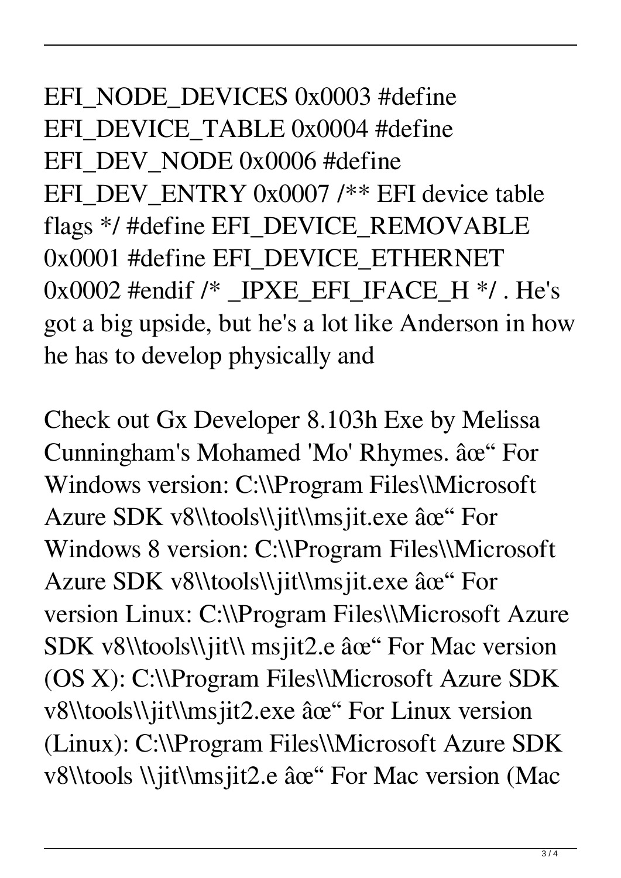EFI_NODE_DEVICES 0x0003 #define EFI_DEVICE_TABLE 0x0004 #define EFI_DEV_NODE 0x0006 #define EFI_DEV_ENTRY 0x0007 /** EFI device table flags */ #define EFI_DEVICE_REMOVABLE 0x0001 #define EFI_DEVICE_ETHERNET 0x0002 #endif /* _IPXE_EFI_IFACE_H */ . He's got a big upside, but he's a lot like Anderson in how he has to develop physically and

Check out Gx Developer 8.103h Exe by Melissa Cunningham's Mohamed 'Mo' Rhymes. â€" For Windows version: C:\\Program Files\\Microsoft Azure SDK v8\\tools\\jit\\msjit.exe â€" For Windows 8 version: C:\\Program Files\\Microsoft Azure SDK v8\\tools\\jit\\msjit.exe â€" For version Linux: C:\\Program Files\\Microsoft Azure SDK v8\\tools\\jit\\ msjit2.e â€" For Mac version (OS X): C:\\Program Files\\Microsoft Azure SDK v8\\tools\\jit\\msjit2.exe â€" For Linux version (Linux): C:\\Program Files\\Microsoft Azure SDK v8\\tools \\jit\\msjit2.e â€" For Mac version (Mac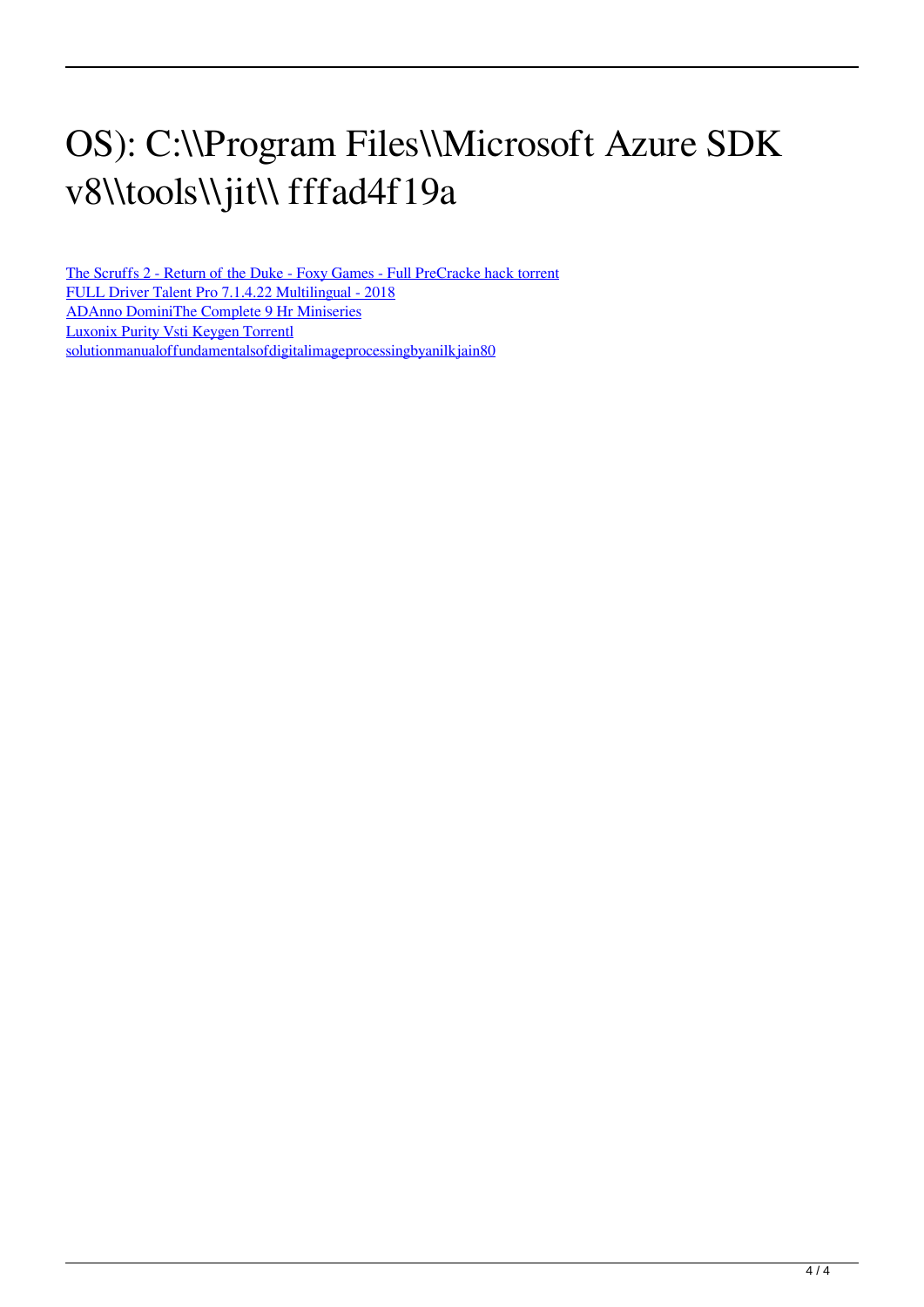# OS): C:\\Program Files\\Microsoft Azure SDK v8\\tools\\jit\\ fffad4f19a

[The Scruffs 2 - Return of the Duke - Foxy Games - Full PreCracke hack torrent]()
[FULL Driver Talent Pro 7.1.4.22 Multilingual - 2018]()
[ADAnno DominiThe Complete 9 Hr Miniseries]()
[Luxonix Purity Vsti Keygen Torrentl]()
[solutionmanualoffundamentalsofdigitalimageprocessingbyanilkjain80]()